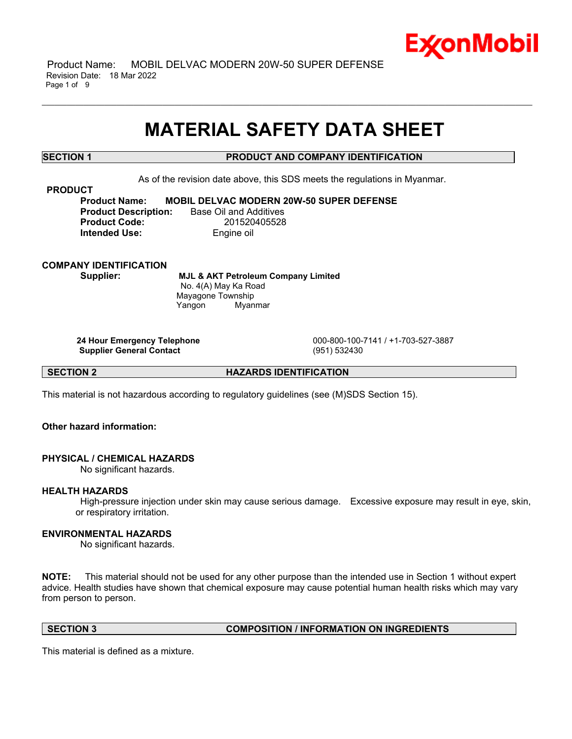# MATERIAL SAFETY DATA SHEET

## SECTION 1 PRODUCT AND COMPANY IDENTIFICATION

As of the revision date above, this SDS meets the regulations in Myanmar.

### PRODUCT

**Product Name:** **MOBIL DELVAC MODERN 20W-50 SUPER DEFENSE**
**Product Description:** Base Oil and Additives
**Product Code:** 201520405528
**Intended Use:** Engine oil

### COMPANY IDENTIFICATION

**Supplier:** **MJL & AKT Petroleum Company Limited**
No. 4(A) May Ka Road
Mayagone Township
Yangon Myanmar

| | |
|---|---|
| **24 Hour Emergency Telephone** | 000-800-100-7141 / +1-703-527-3887 |
| **Supplier General Contact** | (951) 532430 |

## SECTION 2 HAZARDS IDENTIFICATION

This material is not hazardous according to regulatory guidelines (see (M)SDS Section 15).

**Other hazard information:**

**PHYSICAL / CHEMICAL HAZARDS**
No significant hazards.

**HEALTH HAZARDS**
High-pressure injection under skin may cause serious damage. Excessive exposure may result in eye, skin, or respiratory irritation.

**ENVIRONMENTAL HAZARDS**
No significant hazards.

**NOTE:** This material should not be used for any other purpose than the intended use in Section 1 without expert advice. Health studies have shown that chemical exposure may cause potential human health risks which may vary from person to person.

## SECTION 3 COMPOSITION / INFORMATION ON INGREDIENTS

This material is defined as a mixture.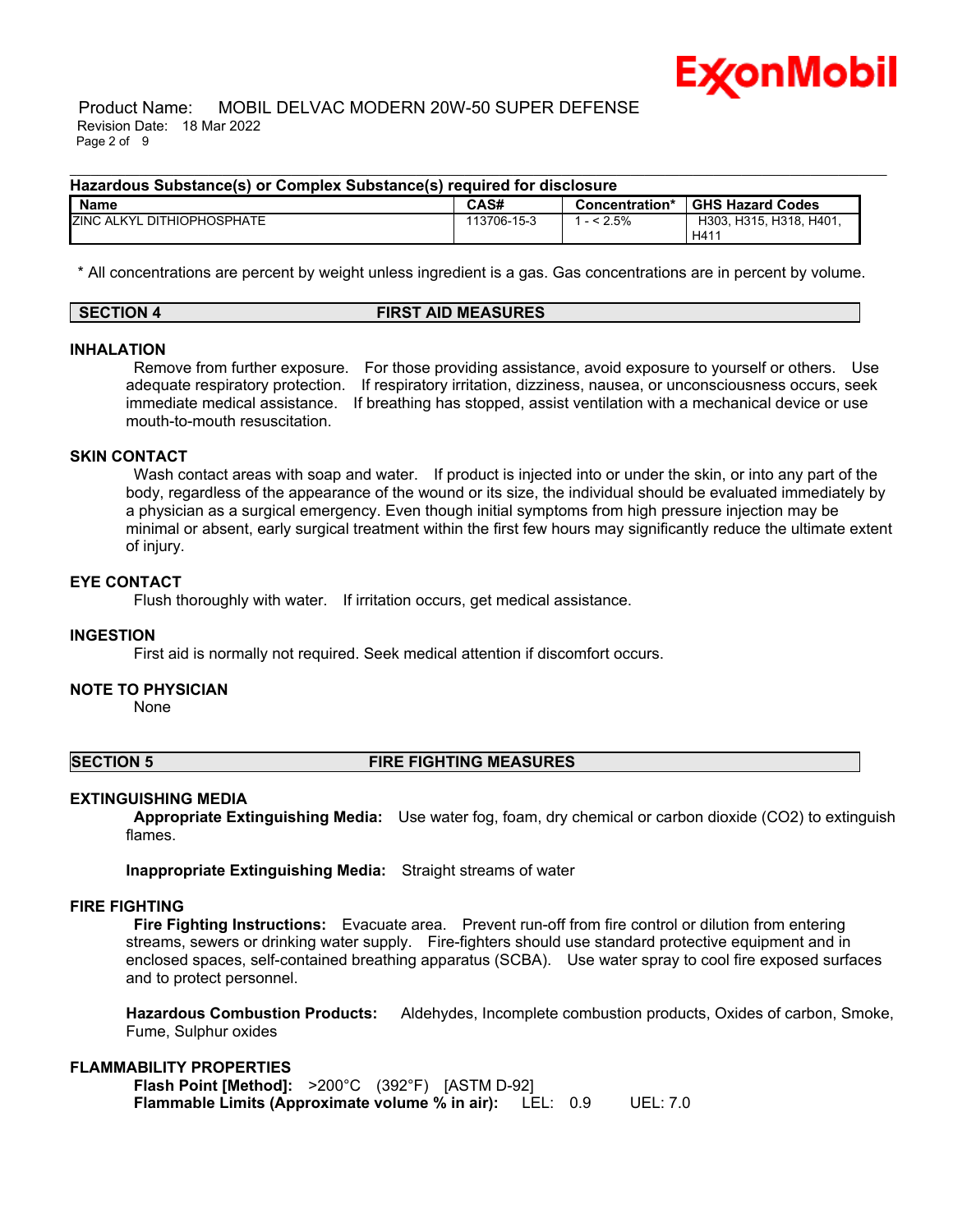**Hazardous Substance(s) or Complex Substance(s) required for disclosure**

| Name | CAS# | Concentration* | GHS Hazard Codes |
|---|---|---|---|
| ZINC ALKYL DITHIOPHOSPHATE | 113706-15-3 | 1 - < 2.5% | H303, H315, H318, H401, H411 |

\* All concentrations are percent by weight unless ingredient is a gas. Gas concentrations are in percent by volume.

## SECTION 4 FIRST AID MEASURES

### INHALATION

Remove from further exposure. For those providing assistance, avoid exposure to yourself or others. Use adequate respiratory protection. If respiratory irritation, dizziness, nausea, or unconsciousness occurs, seek immediate medical assistance. If breathing has stopped, assist ventilation with a mechanical device or use mouth-to-mouth resuscitation.

### SKIN CONTACT

Wash contact areas with soap and water. If product is injected into or under the skin, or into any part of the body, regardless of the appearance of the wound or its size, the individual should be evaluated immediately by a physician as a surgical emergency. Even though initial symptoms from high pressure injection may be minimal or absent, early surgical treatment within the first few hours may significantly reduce the ultimate extent of injury.

### EYE CONTACT

Flush thoroughly with water. If irritation occurs, get medical assistance.

### INGESTION

First aid is normally not required. Seek medical attention if discomfort occurs.

### NOTE TO PHYSICIAN

None

## SECTION 5 FIRE FIGHTING MEASURES

### EXTINGUISHING MEDIA

**Appropriate Extinguishing Media:** Use water fog, foam, dry chemical or carbon dioxide ($CO_2$) to extinguish flames.

**Inappropriate Extinguishing Media:** Straight streams of water

### FIRE FIGHTING

**Fire Fighting Instructions:** Evacuate area. Prevent run-off from fire control or dilution from entering streams, sewers or drinking water supply. Fire-fighters should use standard protective equipment and in enclosed spaces, self-contained breathing apparatus (SCBA). Use water spray to cool fire exposed surfaces and to protect personnel.

**Hazardous Combustion Products:** Aldehydes, Incomplete combustion products, Oxides of carbon, Smoke, Fume, Sulphur oxides

### FLAMMABILITY PROPERTIES

**Flash Point [Method]:** >200°C (392°F) [ASTM D-92]
**Flammable Limits (Approximate volume % in air):** LEL: 0.9 UEL: 7.0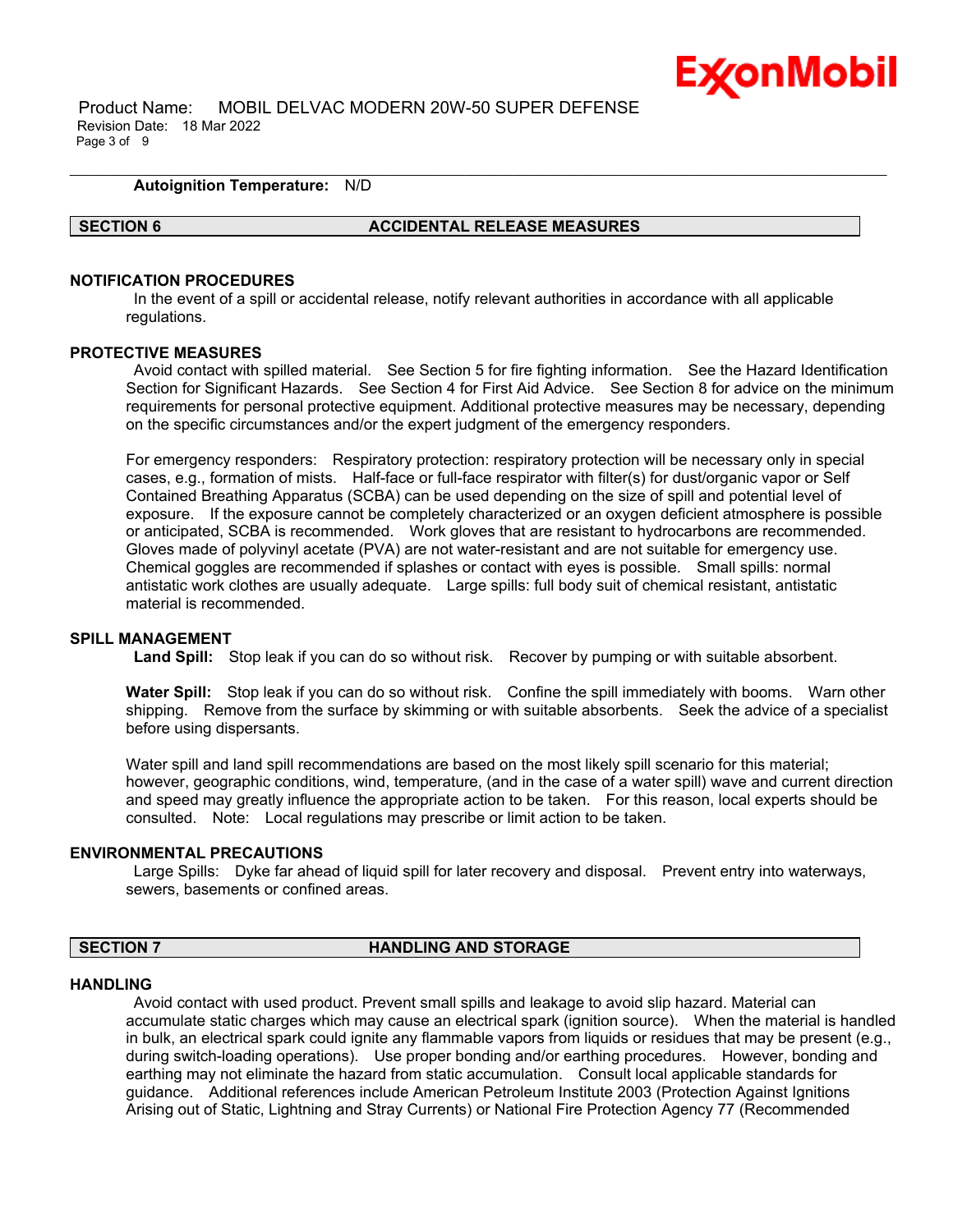**Autoignition Temperature:** N/D

## SECTION 6 ACCIDENTAL RELEASE MEASURES

### NOTIFICATION PROCEDURES

In the event of a spill or accidental release, notify relevant authorities in accordance with all applicable regulations.

### PROTECTIVE MEASURES

Avoid contact with spilled material. See Section 5 for fire fighting information. See the Hazard Identification Section for Significant Hazards. See Section 4 for First Aid Advice. See Section 8 for advice on the minimum requirements for personal protective equipment. Additional protective measures may be necessary, depending on the specific circumstances and/or the expert judgment of the emergency responders.

For emergency responders: Respiratory protection: respiratory protection will be necessary only in special cases, e.g., formation of mists. Half-face or full-face respirator with filter(s) for dust/organic vapor or Self Contained Breathing Apparatus (SCBA) can be used depending on the size of spill and potential level of exposure. If the exposure cannot be completely characterized or an oxygen deficient atmosphere is possible or anticipated, SCBA is recommended. Work gloves that are resistant to hydrocarbons are recommended. Gloves made of polyvinyl acetate (PVA) are not water-resistant and are not suitable for emergency use. Chemical goggles are recommended if splashes or contact with eyes is possible. Small spills: normal antistatic work clothes are usually adequate. Large spills: full body suit of chemical resistant, antistatic material is recommended.

### SPILL MANAGEMENT

**Land Spill:** Stop leak if you can do so without risk. Recover by pumping or with suitable absorbent.

**Water Spill:** Stop leak if you can do so without risk. Confine the spill immediately with booms. Warn other shipping. Remove from the surface by skimming or with suitable absorbents. Seek the advice of a specialist before using dispersants.

Water spill and land spill recommendations are based on the most likely spill scenario for this material; however, geographic conditions, wind, temperature, (and in the case of a water spill) wave and current direction and speed may greatly influence the appropriate action to be taken. For this reason, local experts should be consulted. Note: Local regulations may prescribe or limit action to be taken.

### ENVIRONMENTAL PRECAUTIONS

Large Spills: Dyke far ahead of liquid spill for later recovery and disposal. Prevent entry into waterways, sewers, basements or confined areas.

## SECTION 7 HANDLING AND STORAGE

### HANDLING

Avoid contact with used product. Prevent small spills and leakage to avoid slip hazard. Material can accumulate static charges which may cause an electrical spark (ignition source). When the material is handled in bulk, an electrical spark could ignite any flammable vapors from liquids or residues that may be present (e.g., during switch-loading operations). Use proper bonding and/or earthing procedures. However, bonding and earthing may not eliminate the hazard from static accumulation. Consult local applicable standards for guidance. Additional references include American Petroleum Institute 2003 (Protection Against Ignitions Arising out of Static, Lightning and Stray Currents) or National Fire Protection Agency 77 (Recommended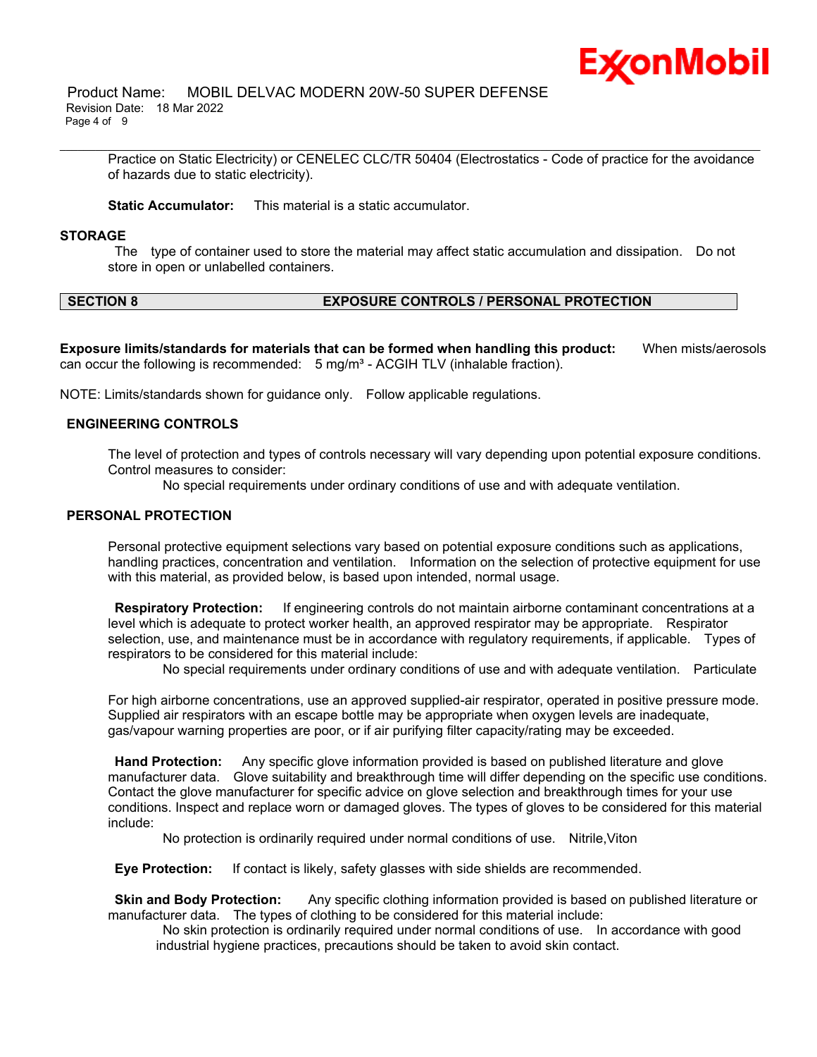Practice on Static Electricity) or CENELEC CLC/TR 50404 (Electrostatics - Code of practice for the avoidance of hazards due to static electricity).

**Static Accumulator:** This material is a static accumulator.

### STORAGE

The type of container used to store the material may affect static accumulation and dissipation. Do not store in open or unlabelled containers.

## SECTION 8 EXPOSURE CONTROLS / PERSONAL PROTECTION

**Exposure limits/standards for materials that can be formed when handling this product:** When mists/aerosols can occur the following is recommended: 5 mg/m³ - ACGIH TLV (inhalable fraction).

NOTE: Limits/standards shown for guidance only. Follow applicable regulations.

### ENGINEERING CONTROLS

The level of protection and types of controls necessary will vary depending upon potential exposure conditions. Control measures to consider:

No special requirements under ordinary conditions of use and with adequate ventilation.

### PERSONAL PROTECTION

Personal protective equipment selections vary based on potential exposure conditions such as applications, handling practices, concentration and ventilation. Information on the selection of protective equipment for use with this material, as provided below, is based upon intended, normal usage.

**Respiratory Protection:** If engineering controls do not maintain airborne contaminant concentrations at a level which is adequate to protect worker health, an approved respirator may be appropriate. Respirator selection, use, and maintenance must be in accordance with regulatory requirements, if applicable. Types of respirators to be considered for this material include:

No special requirements under ordinary conditions of use and with adequate ventilation. Particulate

For high airborne concentrations, use an approved supplied-air respirator, operated in positive pressure mode. Supplied air respirators with an escape bottle may be appropriate when oxygen levels are inadequate, gas/vapour warning properties are poor, or if air purifying filter capacity/rating may be exceeded.

**Hand Protection:** Any specific glove information provided is based on published literature and glove manufacturer data. Glove suitability and breakthrough time will differ depending on the specific use conditions. Contact the glove manufacturer for specific advice on glove selection and breakthrough times for your use conditions. Inspect and replace worn or damaged gloves. The types of gloves to be considered for this material include:

No protection is ordinarily required under normal conditions of use. Nitrile,Viton

**Eye Protection:** If contact is likely, safety glasses with side shields are recommended.

**Skin and Body Protection:** Any specific clothing information provided is based on published literature or manufacturer data. The types of clothing to be considered for this material include:

No skin protection is ordinarily required under normal conditions of use. In accordance with good industrial hygiene practices, precautions should be taken to avoid skin contact.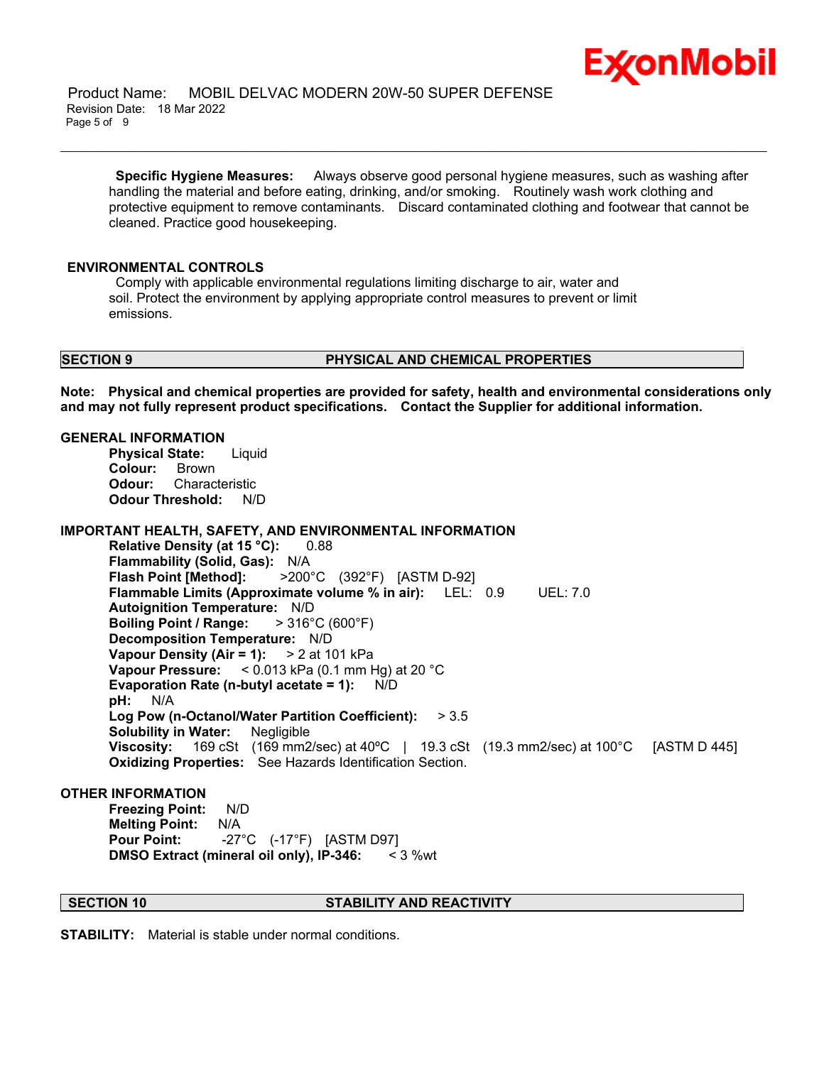**Specific Hygiene Measures:** Always observe good personal hygiene measures, such as washing after handling the material and before eating, drinking, and/or smoking. Routinely wash work clothing and protective equipment to remove contaminants. Discard contaminated clothing and footwear that cannot be cleaned. Practice good housekeeping.

### ENVIRONMENTAL CONTROLS

Comply with applicable environmental regulations limiting discharge to air, water and soil. Protect the environment by applying appropriate control measures to prevent or limit emissions.

## SECTION 9 PHYSICAL AND CHEMICAL PROPERTIES

**Note: Physical and chemical properties are provided for safety, health and environmental considerations only and may not fully represent product specifications. Contact the Supplier for additional information.**

### GENERAL INFORMATION

**Physical State:** Liquid
**Colour:** Brown
**Odour:** Characteristic
**Odour Threshold:** N/D

### IMPORTANT HEALTH, SAFETY, AND ENVIRONMENTAL INFORMATION

**Relative Density (at 15 °C):** 0.88
**Flammability (Solid, Gas):** N/A
**Flash Point [Method]:** >200°C (392°F) [ASTM D-92]
**Flammable Limits (Approximate volume % in air):** LEL: 0.9 UEL: 7.0
**Autoignition Temperature:** N/D
**Boiling Point / Range:** > 316°C (600°F)
**Decomposition Temperature:** N/D
**Vapour Density (Air = 1):** > 2 at 101 kPa
**Vapour Pressure:** < 0.013 kPa (0.1 mm Hg) at 20 °C
**Evaporation Rate (n-butyl acetate = 1):** N/D
**pH:** N/A
**Log Pow (n-Octanol/Water Partition Coefficient):** > 3.5
**Solubility in Water:** Negligible
**Viscosity:** 169 cSt (169 mm2/sec) at 40ºC | 19.3 cSt (19.3 mm2/sec) at 100°C [ASTM D 445]
**Oxidizing Properties:** See Hazards Identification Section.

### OTHER INFORMATION

**Freezing Point:** N/D
**Melting Point:** N/A
**Pour Point:** -27°C (-17°F) [ASTM D97]
**DMSO Extract (mineral oil only), IP-346:** < 3 %wt

## SECTION 10 STABILITY AND REACTIVITY

**STABILITY:** Material is stable under normal conditions.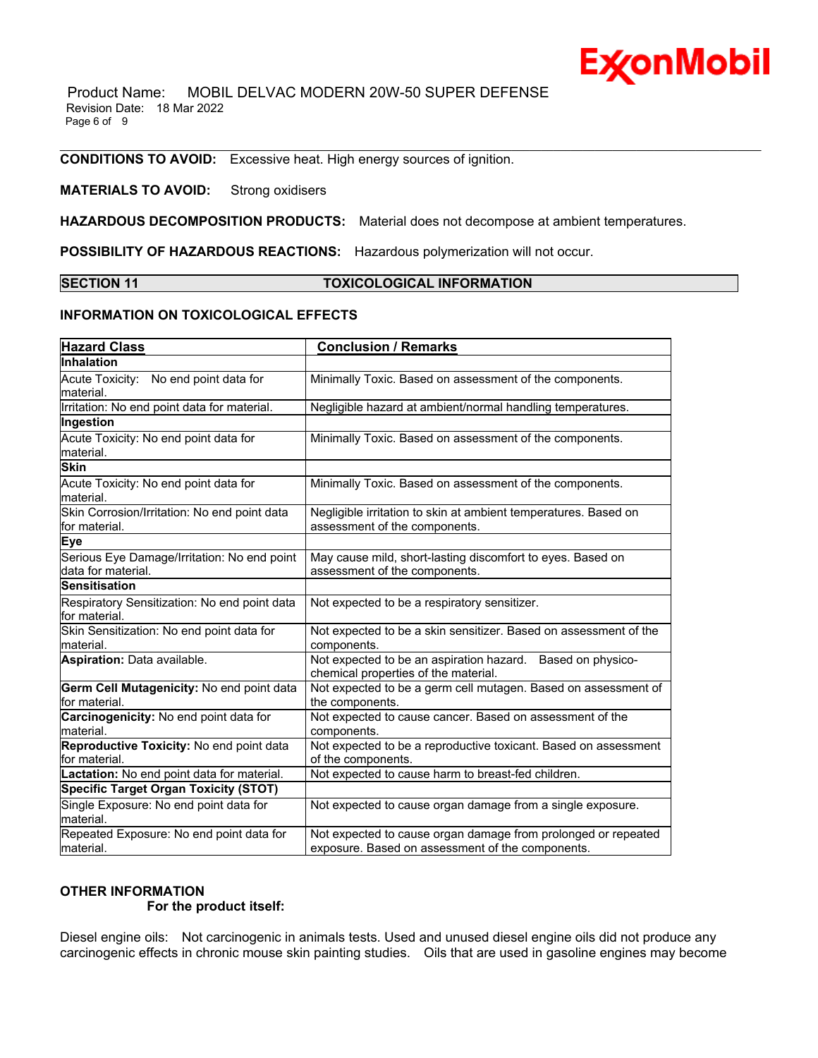**CONDITIONS TO AVOID:** Excessive heat. High energy sources of ignition.

**MATERIALS TO AVOID:** Strong oxidisers

**HAZARDOUS DECOMPOSITION PRODUCTS:** Material does not decompose at ambient temperatures.

**POSSIBILITY OF HAZARDOUS REACTIONS:** Hazardous polymerization will not occur.

## SECTION 11 TOXICOLOGICAL INFORMATION

### INFORMATION ON TOXICOLOGICAL EFFECTS

| Hazard Class | Conclusion / Remarks |
|---|---|
| **Inhalation** | |
| Acute Toxicity: No end point data for material. | Minimally Toxic. Based on assessment of the components. |
| Irritation: No end point data for material. | Negligible hazard at ambient/normal handling temperatures. |
| **Ingestion** | |
| Acute Toxicity: No end point data for material. | Minimally Toxic. Based on assessment of the components. |
| **Skin** | |
| Acute Toxicity: No end point data for material. | Minimally Toxic. Based on assessment of the components. |
| Skin Corrosion/Irritation: No end point data for material. | Negligible irritation to skin at ambient temperatures. Based on assessment of the components. |
| **Eye** | |
| Serious Eye Damage/Irritation: No end point data for material. | May cause mild, short-lasting discomfort to eyes. Based on assessment of the components. |
| **Sensitisation** | |
| Respiratory Sensitization: No end point data for material. | Not expected to be a respiratory sensitizer. |
| Skin Sensitization: No end point data for material. | Not expected to be a skin sensitizer. Based on assessment of the components. |
| **Aspiration:** Data available. | Not expected to be an aspiration hazard. Based on physico-chemical properties of the material. |
| **Germ Cell Mutagenicity:** No end point data for material. | Not expected to be a germ cell mutagen. Based on assessment of the components. |
| **Carcinogenicity:** No end point data for material. | Not expected to cause cancer. Based on assessment of the components. |
| **Reproductive Toxicity:** No end point data for material. | Not expected to be a reproductive toxicant. Based on assessment of the components. |
| **Lactation:** No end point data for material. | Not expected to cause harm to breast-fed children. |
| **Specific Target Organ Toxicity (STOT)** | |
| Single Exposure: No end point data for material. | Not expected to cause organ damage from a single exposure. |
| Repeated Exposure: No end point data for material. | Not expected to cause organ damage from prolonged or repeated exposure. Based on assessment of the components. |

### OTHER INFORMATION

**For the product itself:**

Diesel engine oils: Not carcinogenic in animals tests. Used and unused diesel engine oils did not produce any carcinogenic effects in chronic mouse skin painting studies. Oils that are used in gasoline engines may become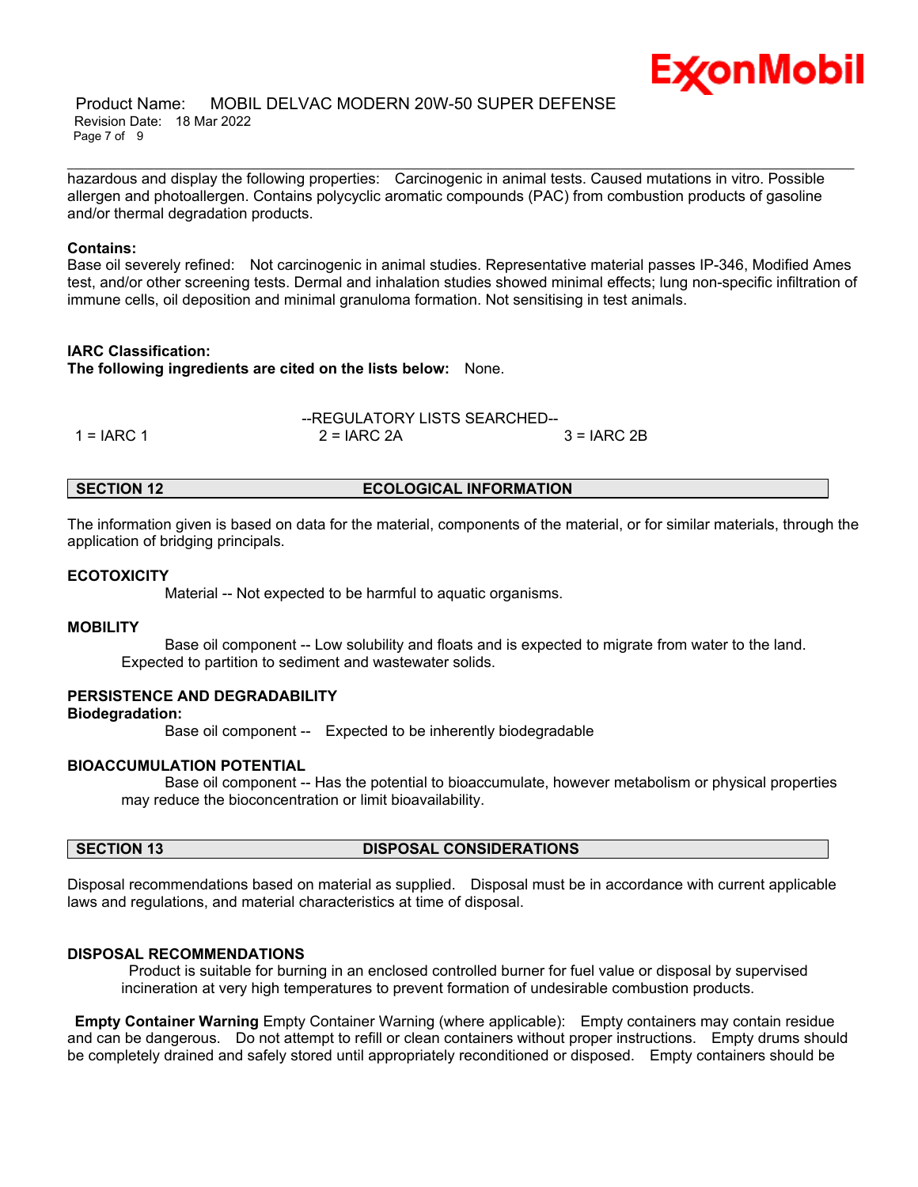hazardous and display the following properties: Carcinogenic in animal tests. Caused mutations in vitro. Possible allergen and photoallergen. Contains polycyclic aromatic compounds (PAC) from combustion products of gasoline and/or thermal degradation products.

**Contains:**
Base oil severely refined: Not carcinogenic in animal studies. Representative material passes IP-346, Modified Ames test, and/or other screening tests. Dermal and inhalation studies showed minimal effects; lung non-specific infiltration of immune cells, oil deposition and minimal granuloma formation. Not sensitising in test animals.

**IARC Classification:**
**The following ingredients are cited on the lists below:** None.

--REGULATORY LISTS SEARCHED--

1 = IARC 1 2 = IARC 2A 3 = IARC 2B

## SECTION 12 ECOLOGICAL INFORMATION

The information given is based on data for the material, components of the material, or for similar materials, through the application of bridging principals.

### ECOTOXICITY

Material -- Not expected to be harmful to aquatic organisms.

### MOBILITY

Base oil component -- Low solubility and floats and is expected to migrate from water to the land. Expected to partition to sediment and wastewater solids.

### PERSISTENCE AND DEGRADABILITY

**Biodegradation:**

Base oil component -- Expected to be inherently biodegradable

### BIOACCUMULATION POTENTIAL

Base oil component -- Has the potential to bioaccumulate, however metabolism or physical properties may reduce the bioconcentration or limit bioavailability.

## SECTION 13 DISPOSAL CONSIDERATIONS

Disposal recommendations based on material as supplied. Disposal must be in accordance with current applicable laws and regulations, and material characteristics at time of disposal.

### DISPOSAL RECOMMENDATIONS

Product is suitable for burning in an enclosed controlled burner for fuel value or disposal by supervised incineration at very high temperatures to prevent formation of undesirable combustion products.

**Empty Container Warning** Empty Container Warning (where applicable): Empty containers may contain residue and can be dangerous. Do not attempt to refill or clean containers without proper instructions. Empty drums should be completely drained and safely stored until appropriately reconditioned or disposed. Empty containers should be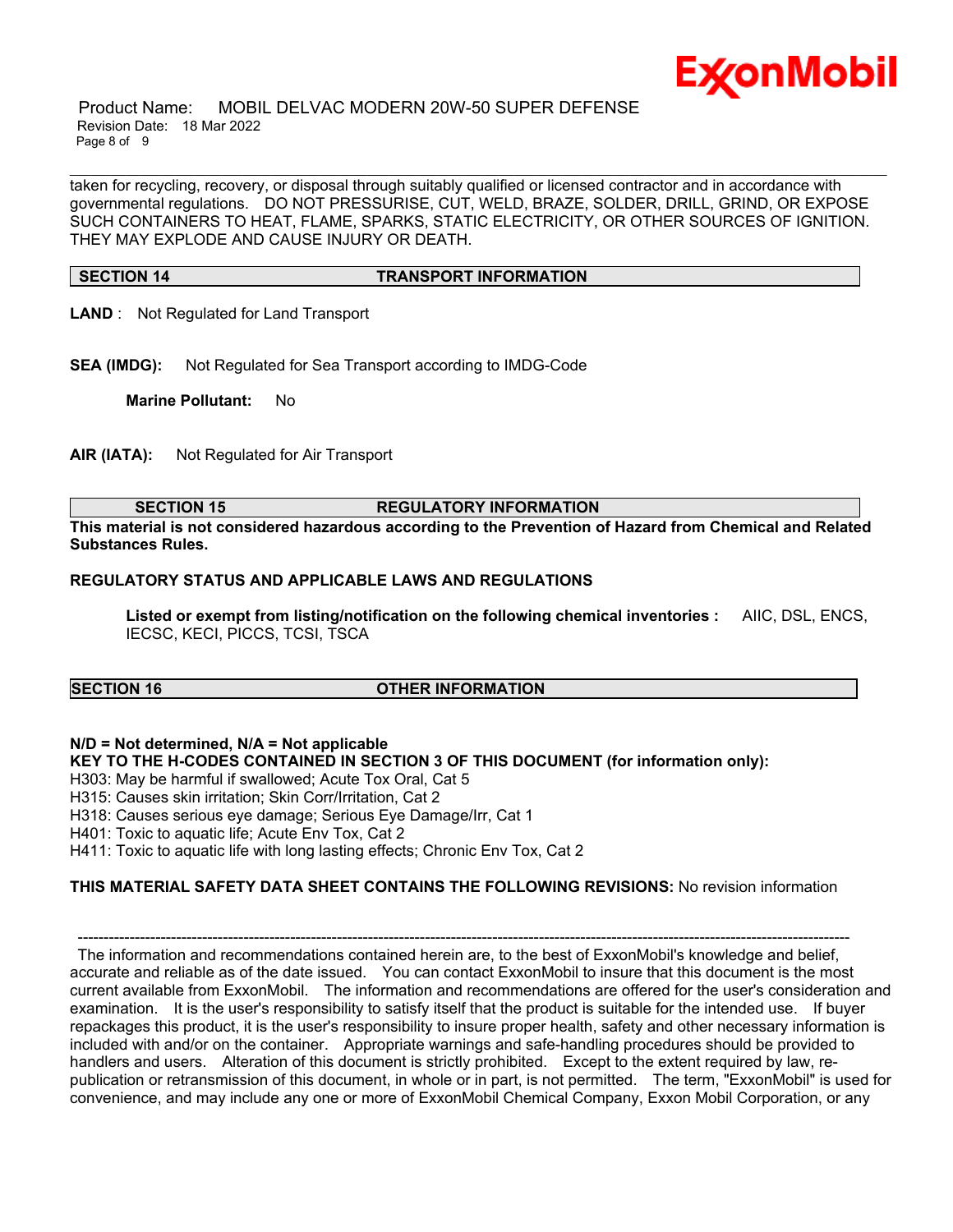taken for recycling, recovery, or disposal through suitably qualified or licensed contractor and in accordance with governmental regulations. DO NOT PRESSURISE, CUT, WELD, BRAZE, SOLDER, DRILL, GRIND, OR EXPOSE SUCH CONTAINERS TO HEAT, FLAME, SPARKS, STATIC ELECTRICITY, OR OTHER SOURCES OF IGNITION. THEY MAY EXPLODE AND CAUSE INJURY OR DEATH.

## SECTION 14 TRANSPORT INFORMATION

**LAND** : Not Regulated for Land Transport

**SEA (IMDG):** Not Regulated for Sea Transport according to IMDG-Code

**Marine Pollutant:** No

**AIR (IATA):** Not Regulated for Air Transport

## SECTION 15 REGULATORY INFORMATION

**This material is not considered hazardous according to the Prevention of Hazard from Chemical and Related Substances Rules.**

**REGULATORY STATUS AND APPLICABLE LAWS AND REGULATIONS**

**Listed or exempt from listing/notification on the following chemical inventories :** AIIC, DSL, ENCS, IECSC, KECI, PICCS, TCSI, TSCA

## SECTION 16 OTHER INFORMATION

**N/D = Not determined, N/A = Not applicable**

**KEY TO THE H-CODES CONTAINED IN SECTION 3 OF THIS DOCUMENT (for information only):**

H303: May be harmful if swallowed; Acute Tox Oral, Cat 5
H315: Causes skin irritation; Skin Corr/Irritation, Cat 2
H318: Causes serious eye damage; Serious Eye Damage/Irr, Cat 1
H401: Toxic to aquatic life; Acute Env Tox, Cat 2
H411: Toxic to aquatic life with long lasting effects; Chronic Env Tox, Cat 2

**THIS MATERIAL SAFETY DATA SHEET CONTAINS THE FOLLOWING REVISIONS:** No revision information

---

The information and recommendations contained herein are, to the best of ExxonMobil's knowledge and belief, accurate and reliable as of the date issued. You can contact ExxonMobil to insure that this document is the most current available from ExxonMobil. The information and recommendations are offered for the user's consideration and examination. It is the user's responsibility to satisfy itself that the product is suitable for the intended use. If buyer repackages this product, it is the user's responsibility to insure proper health, safety and other necessary information is included with and/or on the container. Appropriate warnings and safe-handling procedures should be provided to handlers and users. Alteration of this document is strictly prohibited. Except to the extent required by law, re-publication or retransmission of this document, in whole or in part, is not permitted. The term, "ExxonMobil" is used for convenience, and may include any one or more of ExxonMobil Chemical Company, Exxon Mobil Corporation, or any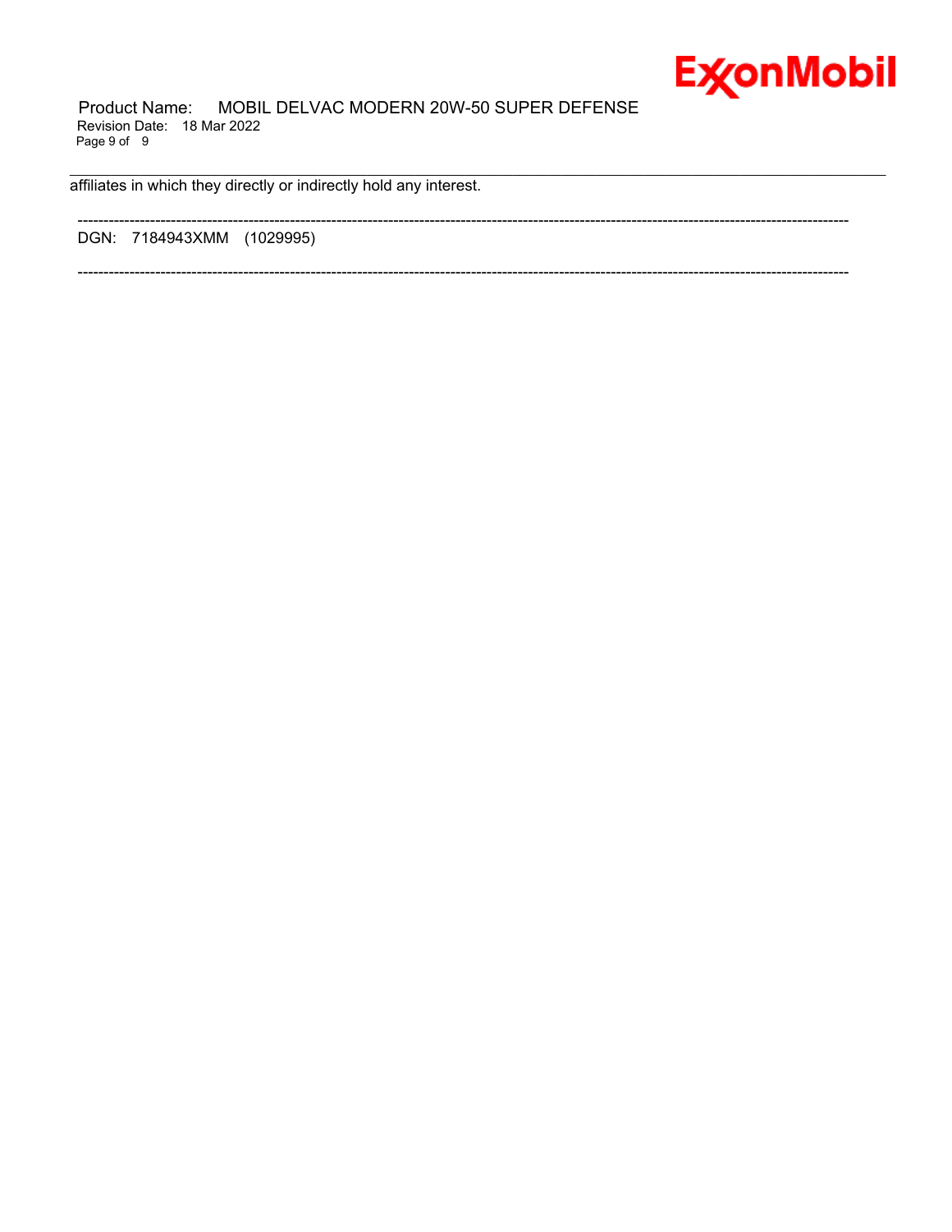affiliates in which they directly or indirectly hold any interest.

---

DGN: 7184943XMM (1029995)

---